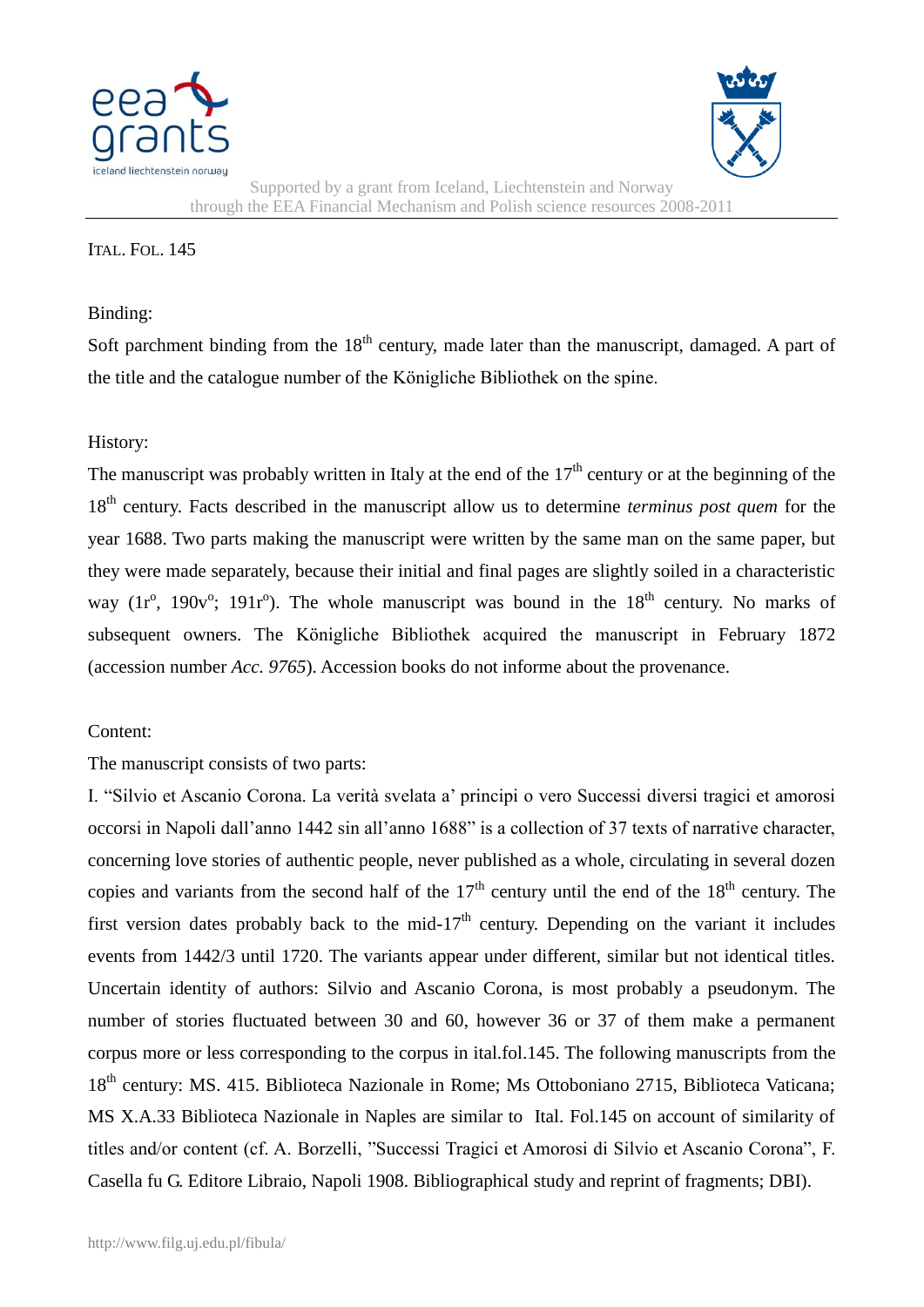ITAL. FOL. 145

Binding:

Soft parchment binding from the 18th century, made later than the manuscript, damaged. A part of the title and the catalogue number of the Königliche Bibliothek on the spine.

History:

The manuscript was probably written in Italy at the end of the 17th century or at the beginning of the 18th century. Facts described in the manuscript allow us to determine *terminus post quem* for the year 1688. Two parts making the manuscript were written by the same man on the same paper, but they were made separately, because their initial and final pages are slightly soiled in a characteristic way (1r°, 190v°; 191r°). The whole manuscript was bound in the 18th century. No marks of subsequent owners. The Königliche Bibliothek acquired the manuscript in February 1872 (accession number *Acc. 9765*). Accession books do not informe about the provenance.

Content:

The manuscript consists of two parts:

I. "Silvio et Ascanio Corona. La verità svelata a' principi o vero Successi diversi tragici et amorosi occorsi in Napoli dall'anno 1442 sin all'anno 1688" is a collection of 37 texts of narrative character, concerning love stories of authentic people, never published as a whole, circulating in several dozen copies and variants from the second half of the 17th century until the end of the 18th century. The first version dates probably back to the mid-17th century. Depending on the variant it includes events from 1442/3 until 1720. The variants appear under different, similar but not identical titles. Uncertain identity of authors: Silvio and Ascanio Corona, is most probably a pseudonym. The number of stories fluctuated between 30 and 60, however 36 or 37 of them make a permanent corpus more or less corresponding to the corpus in ital.fol.145. The following manuscripts from the 18th century: MS. 415. Biblioteca Nazionale in Rome; Ms Ottoboniano 2715, Biblioteca Vaticana; MS X.A.33 Biblioteca Nazionale in Naples are similar to Ital. Fol.145 on account of similarity of titles and/or content (cf. A. Borzelli, "Successi Tragici et Amorosi di Silvio et Ascanio Corona", F. Casella fu G. Editore Libraio, Napoli 1908. Bibliographical study and reprint of fragments; DBI).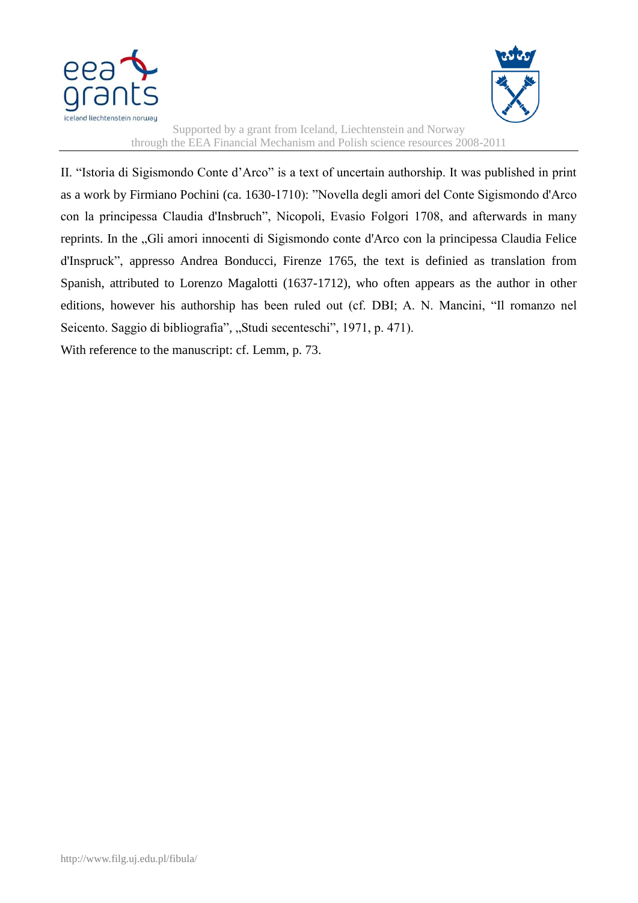II. "Istoria di Sigismondo Conte d'Arco" is a text of uncertain authorship. It was published in print as a work by Firmiano Pochini (ca. 1630-1710): "Novella degli amori del Conte Sigismondo d'Arco con la principessa Claudia d'Insbruch", Nicopoli, Evasio Folgori 1708, and afterwards in many reprints. In the „Gli amori innocenti di Sigismondo conte d'Arco con la principessa Claudia Felice d'Inspruck", appresso Andrea Bonducci, Firenze 1765, the text is definied as translation from Spanish, attributed to Lorenzo Magalotti (1637-1712), who often appears as the author in other editions, however his authorship has been ruled out (cf. DBI; A. N. Mancini, "Il romanzo nel Seicento. Saggio di bibliografia", „Studi secenteschi", 1971, p. 471).

With reference to the manuscript: cf. Lemm, p. 73.